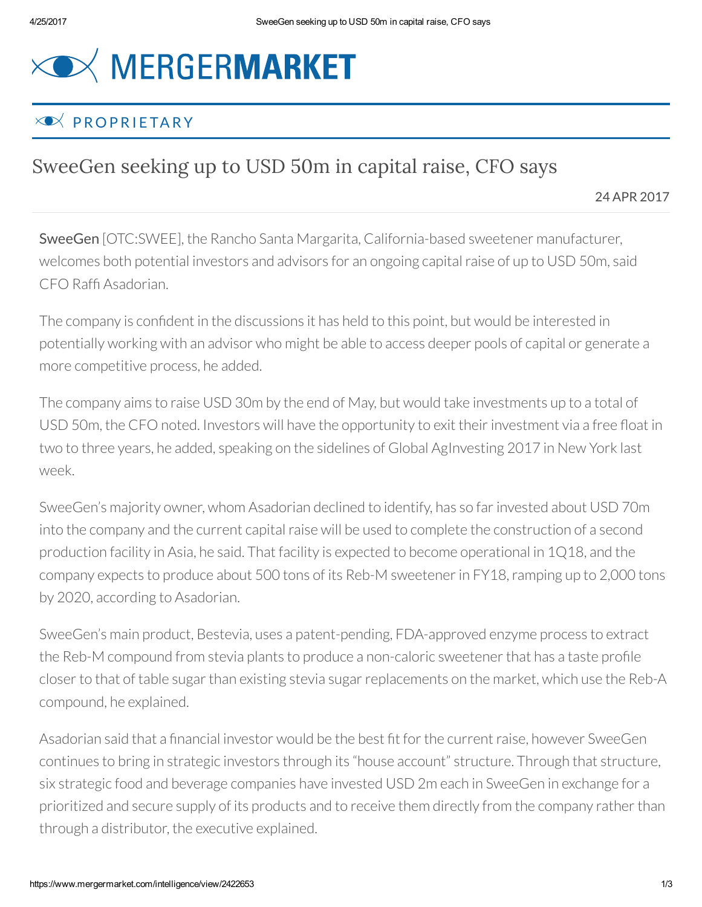# MERGERMARKET

## PROPRIETARY

# SweeGen seeking up to USD 50m in capital raise, CFO says

24 APR 2017

**SweeGen** [OTC:SWEE], the Rancho Santa Margarita, California-based sweetener manufacturer, welcomes both potential investors and advisors for an ongoing capital raise of up to USD 50m, said CFO Raffi Asadorian.

The company is confident in the discussions it has held to this point, but would be interested in potentially working with an advisor who might be able to access deeper pools of capital or generate a more competitive process, he added.

The company aims to raise USD 30m by the end of May, but would take investments up to a total of USD 50m, the CFO noted. Investors will have the opportunity to exit their investment via a free float in two to three years, he added, speaking on the sidelines of Global AgInvesting 2017 in New York last week.

SweeGen's majority owner, whom Asadorian declined to identify, has so far invested about USD 70m into the company and the current capital raise will be used to complete the construction of a second production facility in Asia, he said. That facility is expected to become operational in 1Q18, and the company expects to produce about 500 tons of its Reb-M sweetener in FY18, ramping up to 2,000 tons by 2020, according to Asadorian.

SweeGen's main product, Bestevia, uses a patent-pending, FDA-approved enzyme process to extract the Reb-M compound from stevia plants to produce a non-caloric sweetener that has a taste profile closer to that of table sugar than existing stevia sugar replacements on the market, which use the Reb-A compound, he explained.

Asadorian said that a financial investor would be the best fit for the current raise, however SweeGen continues to bring in strategic investors through its "house account" structure. Through that structure, six strategic food and beverage companies have invested USD 2m each in SweeGen in exchange for a prioritized and secure supply of its products and to receive them directly from the company rather than through a distributor, the executive explained.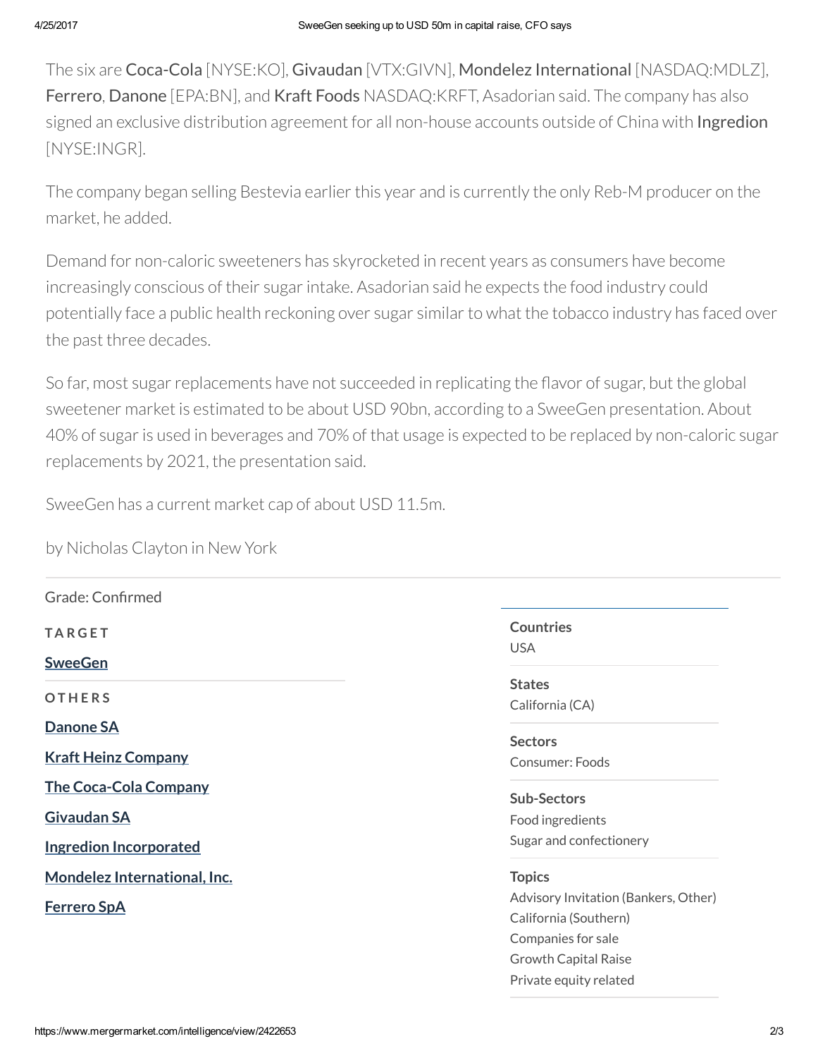The six are **Coca-Cola** [NYSE:KO], **Givaudan** [VTX:GIVN], **Mondelez International** [NASDAQ:MDLZ], **Ferrero**, **Danone** [EPA:BN], and **Kraft Foods** NASDAQ:KRFT, Asadorian said. The company has also signed an exclusive distribution agreement for all non-house accounts outside of China with **Ingredion** [NYSE:INGR].

The company began selling Bestevia earlier this year and is currently the only Reb-M producer on the market, he added.

Demand for non-caloric sweeteners has skyrocketed in recent years as consumers have become increasingly conscious of their sugar intake. Asadorian said he expects the food industry could potentially face a public health reckoning over sugar similar to what the tobacco industry has faced over the past three decades.

So far, most sugar replacements have not succeeded in replicating the flavor of sugar, but the global sweetener market is estimated to be about USD 90bn, according to a SweeGen presentation. About 40% of sugar is used in beverages and 70% of that usage is expected to be replaced by non-caloric sugar replacements by 2021, the presentation said.

SweeGen has a current market cap of about USD 11.5m.

by Nicholas Clayton in New York

---

Grade: Confirmed

**TARGET**

**SweeGen**

**OTHERS**

**Danone SA**

**Kraft Heinz Company**

**The Coca-Cola Company**

**Givaudan SA**

**Ingredion Incorporated**

**Mondelez International, Inc.**

**Ferrero SpA**

**Countries**
USA

**States**
California (CA)

**Sectors**
Consumer: Foods

**Sub-Sectors**
Food ingredients
Sugar and confectionery

**Topics**
Advisory Invitation (Bankers, Other)
California (Southern)
Companies for sale
Growth Capital Raise
Private equity related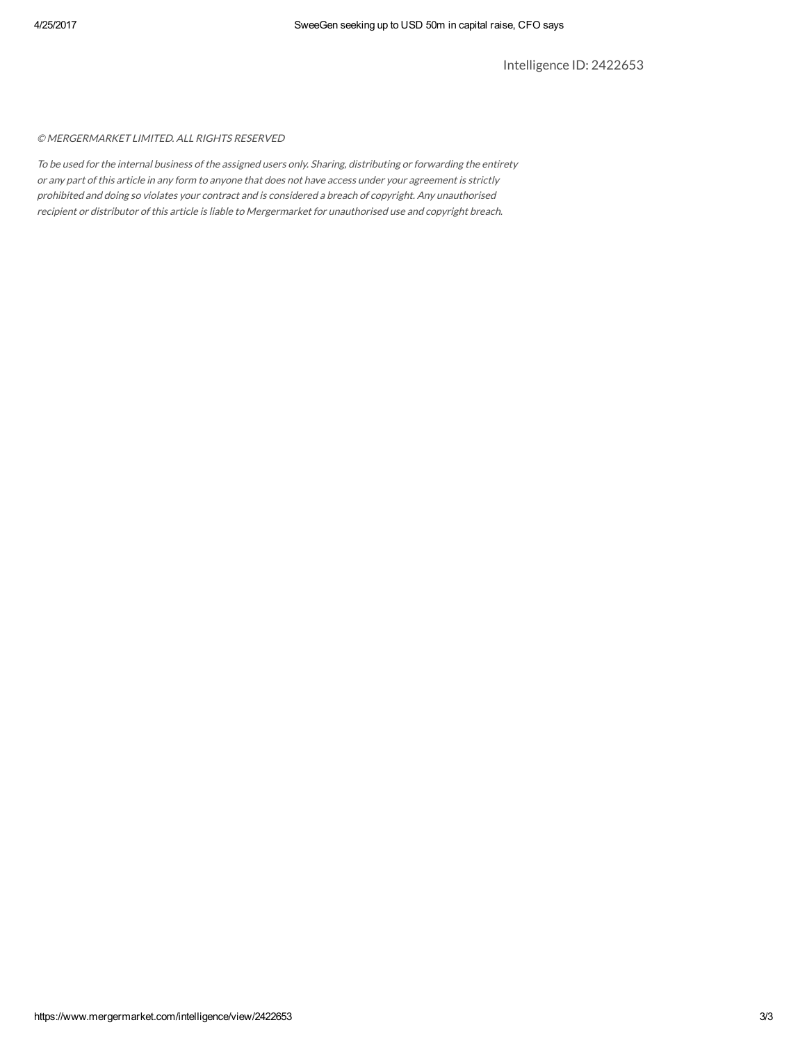Intelligence ID: 2422653

*© MERGERMARKET LIMITED. ALL RIGHTS RESERVED*

*To be used for the internal business of the assigned users only. Sharing, distributing or forwarding the entirety or any part of this article in any form to anyone that does not have access under your agreement is strictly prohibited and doing so violates your contract and is considered a breach of copyright. Any unauthorised recipient or distributor of this article is liable to Mergermarket for unauthorised use and copyright breach.*